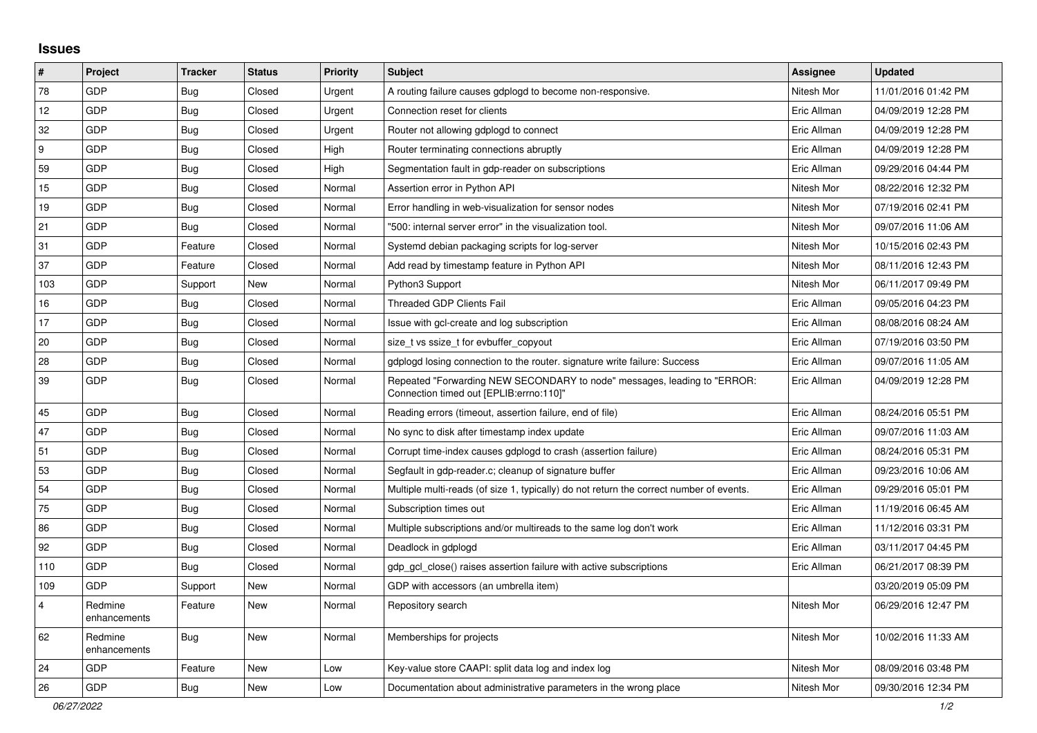## Issues

| # | Project | Tracker | Status | Priority | Subject | Assignee | Updated |
|---|---|---|---|---|---|---|---|
| 78 | GDP | Bug | Closed | Urgent | A routing failure causes gdplogd to become non-responsive. | Nitesh Mor | 11/01/2016 01:42 PM |
| 12 | GDP | Bug | Closed | Urgent | Connection reset for clients | Eric Allman | 04/09/2019 12:28 PM |
| 32 | GDP | Bug | Closed | Urgent | Router not allowing gdplogd to connect | Eric Allman | 04/09/2019 12:28 PM |
| 9 | GDP | Bug | Closed | High | Router terminating connections abruptly | Eric Allman | 04/09/2019 12:28 PM |
| 59 | GDP | Bug | Closed | High | Segmentation fault in gdp-reader on subscriptions | Eric Allman | 09/29/2016 04:44 PM |
| 15 | GDP | Bug | Closed | Normal | Assertion error in Python API | Nitesh Mor | 08/22/2016 12:32 PM |
| 19 | GDP | Bug | Closed | Normal | Error handling in web-visualization for sensor nodes | Nitesh Mor | 07/19/2016 02:41 PM |
| 21 | GDP | Bug | Closed | Normal | "500: internal server error" in the visualization tool. | Nitesh Mor | 09/07/2016 11:06 AM |
| 31 | GDP | Feature | Closed | Normal | Systemd debian packaging scripts for log-server | Nitesh Mor | 10/15/2016 02:43 PM |
| 37 | GDP | Feature | Closed | Normal | Add read by timestamp feature in Python API | Nitesh Mor | 08/11/2016 12:43 PM |
| 103 | GDP | Support | New | Normal | Python3 Support | Nitesh Mor | 06/11/2017 09:49 PM |
| 16 | GDP | Bug | Closed | Normal | Threaded GDP Clients Fail | Eric Allman | 09/05/2016 04:23 PM |
| 17 | GDP | Bug | Closed | Normal | Issue with gcl-create and log subscription | Eric Allman | 08/08/2016 08:24 AM |
| 20 | GDP | Bug | Closed | Normal | size_t vs ssize_t for evbuffer_copyout | Eric Allman | 07/19/2016 03:50 PM |
| 28 | GDP | Bug | Closed | Normal | gdplogd losing connection to the router. signature write failure: Success | Eric Allman | 09/07/2016 11:05 AM |
| 39 | GDP | Bug | Closed | Normal | Repeated "Forwarding NEW SECONDARY to node" messages, leading to "ERROR: Connection timed out [EPLIB:errno:110]" | Eric Allman | 04/09/2019 12:28 PM |
| 45 | GDP | Bug | Closed | Normal | Reading errors (timeout, assertion failure, end of file) | Eric Allman | 08/24/2016 05:51 PM |
| 47 | GDP | Bug | Closed | Normal | No sync to disk after timestamp index update | Eric Allman | 09/07/2016 11:03 AM |
| 51 | GDP | Bug | Closed | Normal | Corrupt time-index causes gdplogd to crash (assertion failure) | Eric Allman | 08/24/2016 05:31 PM |
| 53 | GDP | Bug | Closed | Normal | Segfault in gdp-reader.c; cleanup of signature buffer | Eric Allman | 09/23/2016 10:06 AM |
| 54 | GDP | Bug | Closed | Normal | Multiple multi-reads (of size 1, typically) do not return the correct number of events. | Eric Allman | 09/29/2016 05:01 PM |
| 75 | GDP | Bug | Closed | Normal | Subscription times out | Eric Allman | 11/19/2016 06:45 AM |
| 86 | GDP | Bug | Closed | Normal | Multiple subscriptions and/or multireads to the same log don't work | Eric Allman | 11/12/2016 03:31 PM |
| 92 | GDP | Bug | Closed | Normal | Deadlock in gdplogd | Eric Allman | 03/11/2017 04:45 PM |
| 110 | GDP | Bug | Closed | Normal | gdp_gcl_close() raises assertion failure with active subscriptions | Eric Allman | 06/21/2017 08:39 PM |
| 109 | GDP | Support | New | Normal | GDP with accessors (an umbrella item) | | 03/20/2019 05:09 PM |
| 4 | Redmine enhancements | Feature | New | Normal | Repository search | Nitesh Mor | 06/29/2016 12:47 PM |
| 62 | Redmine enhancements | Bug | New | Normal | Memberships for projects | Nitesh Mor | 10/02/2016 11:33 AM |
| 24 | GDP | Feature | New | Low | Key-value store CAAPI: split data log and index log | Nitesh Mor | 08/09/2016 03:48 PM |
| 26 | GDP | Bug | New | Low | Documentation about administrative parameters in the wrong place | Nitesh Mor | 09/30/2016 12:34 PM |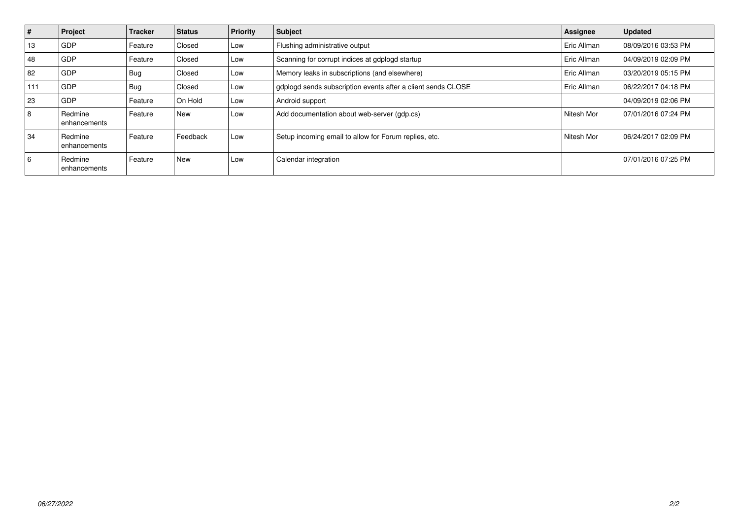| # | Project | Tracker | Status | Priority | Subject | Assignee | Updated |
|---|---|---|---|---|---|---|---|
| 13 | GDP | Feature | Closed | Low | Flushing administrative output | Eric Allman | 08/09/2016 03:53 PM |
| 48 | GDP | Feature | Closed | Low | Scanning for corrupt indices at gdplogd startup | Eric Allman | 04/09/2019 02:09 PM |
| 82 | GDP | Bug | Closed | Low | Memory leaks in subscriptions (and elsewhere) | Eric Allman | 03/20/2019 05:15 PM |
| 111 | GDP | Bug | Closed | Low | gdplogd sends subscription events after a client sends CLOSE | Eric Allman | 06/22/2017 04:18 PM |
| 23 | GDP | Feature | On Hold | Low | Android support | | 04/09/2019 02:06 PM |
| 8 | Redmine enhancements | Feature | New | Low | Add documentation about web-server (gdp.cs) | Nitesh Mor | 07/01/2016 07:24 PM |
| 34 | Redmine enhancements | Feature | Feedback | Low | Setup incoming email to allow for Forum replies, etc. | Nitesh Mor | 06/24/2017 02:09 PM |
| 6 | Redmine enhancements | Feature | New | Low | Calendar integration | | 07/01/2016 07:25 PM |